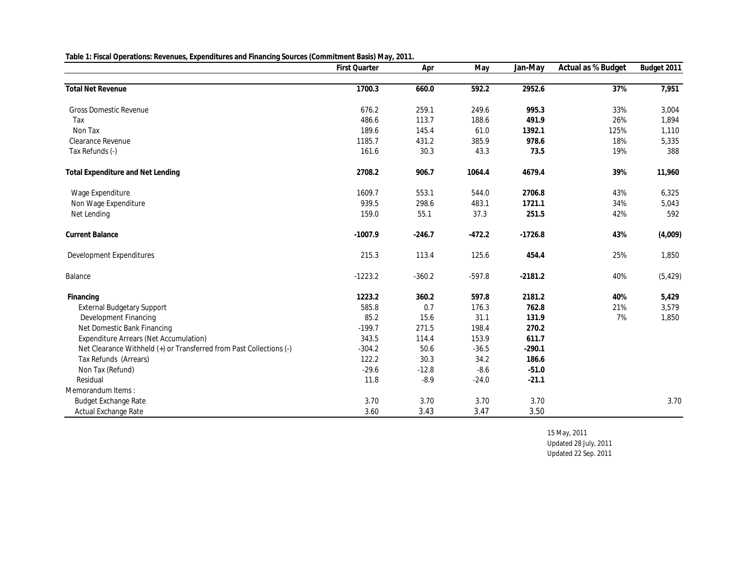**Table 1: Fiscal Operations: Revenues, Expenditures and Financing Sources (Commitment Basis) May, 2011.**

| | First Quarter | Apr | May | Jan-May | Actual as % Budget | Budget 2011 |
|---|---|---|---|---|---|---|
| **Total Net Revenue** | **1700.3** | **660.0** | **592.2** | **2952.6** | **37%** | **7,951** |
| Gross Domestic Revenue | 676.2 | 259.1 | 249.6 | **995.3** | 33% | 3,004 |
| Tax | 486.6 | 113.7 | 188.6 | **491.9** | 26% | 1,894 |
| Non Tax | 189.6 | 145.4 | 61.0 | **1392.1** | 125% | 1,110 |
| Clearance Revenue | 1185.7 | 431.2 | 385.9 | **978.6** | 18% | 5,335 |
| Tax Refunds (-) | 161.6 | 30.3 | 43.3 | **73.5** | 19% | 388 |
| **Total Expenditure and Net Lending** | **2708.2** | **906.7** | **1064.4** | **4679.4** | **39%** | **11,960** |
| Wage Expenditure | 1609.7 | 553.1 | 544.0 | **2706.8** | 43% | 6,325 |
| Non Wage Expenditure | 939.5 | 298.6 | 483.1 | **1721.1** | 34% | 5,043 |
| Net Lending | 159.0 | 55.1 | 37.3 | **251.5** | 42% | 592 |
| **Current Balance** | **-1007.9** | **-246.7** | **-472.2** | **-1726.8** | **43%** | **(4,009)** |
| Development Expenditures | 215.3 | 113.4 | 125.6 | **454.4** | 25% | 1,850 |
| Balance | -1223.2 | -360.2 | -597.8 | **-2181.2** | 40% | (5,429) |
| **Financing** | **1223.2** | **360.2** | **597.8** | **2181.2** | **40%** | **5,429** |
| External Budgetary Support | 585.8 | 0.7 | 176.3 | **762.8** | 21% | 3,579 |
| Development Financing | 85.2 | 15.6 | 31.1 | **131.9** | 7% | 1,850 |
| Net Domestic Bank Financing | -199.7 | 271.5 | 198.4 | **270.2** | | |
| Expenditure Arrears (Net Accumulation) | 343.5 | 114.4 | 153.9 | **611.7** | | |
| Net Clearance Withheld (+) or Transferred from Past Collections (-) | -304.2 | 50.6 | -36.5 | **-290.1** | | |
| Tax Refunds (Arrears) | 122.2 | 30.3 | 34.2 | **186.6** | | |
| Non Tax (Refund) | -29.6 | -12.8 | -8.6 | **-51.0** | | |
| Residual | 11.8 | -8.9 | -24.0 | **-21.1** | | |
| Memorandum Items : | | | | | | |
| Budget Exchange Rate | 3.70 | 3.70 | 3.70 | 3.70 | | 3.70 |
| Actual Exchange Rate | 3.60 | 3.43 | 3.47 | 3.50 | | |

15 May, 2011
Updated 28 July, 2011
Updated 22 Sep. 2011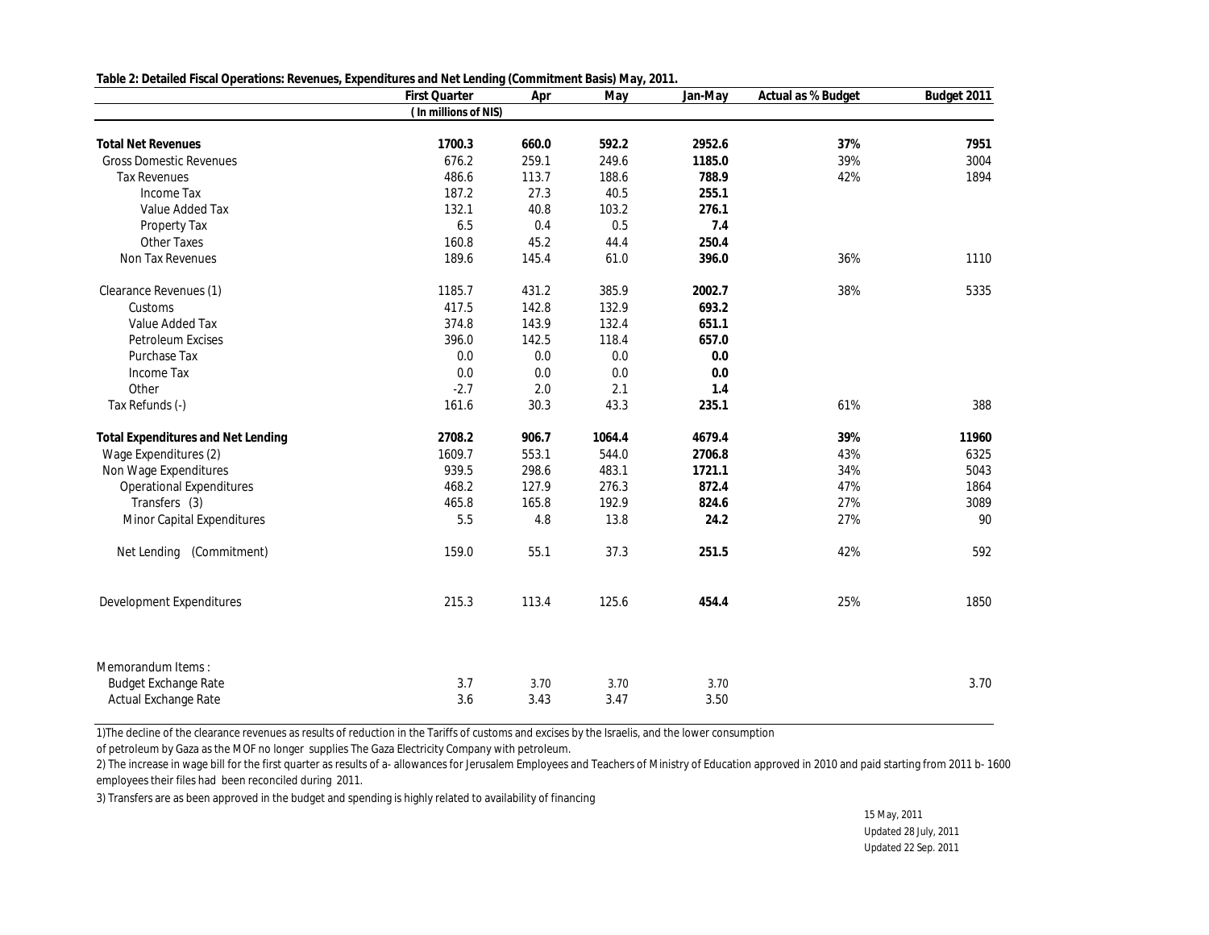**Table 2: Detailed Fiscal Operations: Revenues, Expenditures and Net Lending (Commitment Basis) May, 2011.**

| | First Quarter | Apr | May | Jan-May | Actual as % Budget | Budget 2011 |
|---|---|---|---|---|---|---|
| | ( In millions of NIS) | | | | | |
| **Total Net Revenues** | **1700.3** | **660.0** | **592.2** | **2952.6** | **37%** | **7951** |
| Gross Domestic Revenues | 676.2 | 259.1 | 249.6 | **1185.0** | 39% | 3004 |
| Tax Revenues | 486.6 | 113.7 | 188.6 | **788.9** | 42% | 1894 |
| Income Tax | 187.2 | 27.3 | 40.5 | **255.1** | | |
| Value Added Tax | 132.1 | 40.8 | 103.2 | **276.1** | | |
| Property Tax | 6.5 | 0.4 | 0.5 | **7.4** | | |
| Other Taxes | 160.8 | 45.2 | 44.4 | **250.4** | | |
| Non Tax Revenues | 189.6 | 145.4 | 61.0 | **396.0** | 36% | 1110 |
| Clearance Revenues (1) | 1185.7 | 431.2 | 385.9 | **2002.7** | 38% | 5335 |
| Customs | 417.5 | 142.8 | 132.9 | **693.2** | | |
| Value Added Tax | 374.8 | 143.9 | 132.4 | **651.1** | | |
| Petroleum Excises | 396.0 | 142.5 | 118.4 | **657.0** | | |
| Purchase Tax | 0.0 | 0.0 | 0.0 | **0.0** | | |
| Income Tax | 0.0 | 0.0 | 0.0 | **0.0** | | |
| Other | -2.7 | 2.0 | 2.1 | **1.4** | | |
| Tax Refunds (-) | 161.6 | 30.3 | 43.3 | **235.1** | 61% | 388 |
| **Total Expenditures and Net Lending** | **2708.2** | **906.7** | **1064.4** | **4679.4** | **39%** | **11960** |
| Wage Expenditures (2) | 1609.7 | 553.1 | 544.0 | **2706.8** | 43% | 6325 |
| Non Wage Expenditures | 939.5 | 298.6 | 483.1 | **1721.1** | 34% | 5043 |
| Operational Expenditures | 468.2 | 127.9 | 276.3 | **872.4** | 47% | 1864 |
| Transfers (3) | 465.8 | 165.8 | 192.9 | **824.6** | 27% | 3089 |
| Minor Capital Expenditures | 5.5 | 4.8 | 13.8 | **24.2** | 27% | 90 |
| Net Lending (Commitment) | 159.0 | 55.1 | 37.3 | **251.5** | 42% | 592 |
| Development Expenditures | 215.3 | 113.4 | 125.6 | **454.4** | 25% | 1850 |
| Memorandum Items : | | | | | | |
| Budget Exchange Rate | 3.7 | 3.70 | 3.70 | 3.70 | | 3.70 |
| Actual Exchange Rate | 3.6 | 3.43 | 3.47 | 3.50 | | |

1)The decline of the clearance revenues as results of reduction in the Tariffs of customs and excises by the Israelis, and the lower consumption of petroleum by Gaza as the MOF no longer supplies The Gaza Electricity Company with petroleum.

2) The increase in wage bill for the first quarter as results of a- allowances for Jerusalem Employees and Teachers of Ministry of Education approved in 2010 and paid starting from 2011 b- 1600 employees their files had been reconciled during 2011.

3) Transfers are as been approved in the budget and spending is highly related to availability of financing

15 May, 2011
Updated 28 July, 2011
Updated 22 Sep. 2011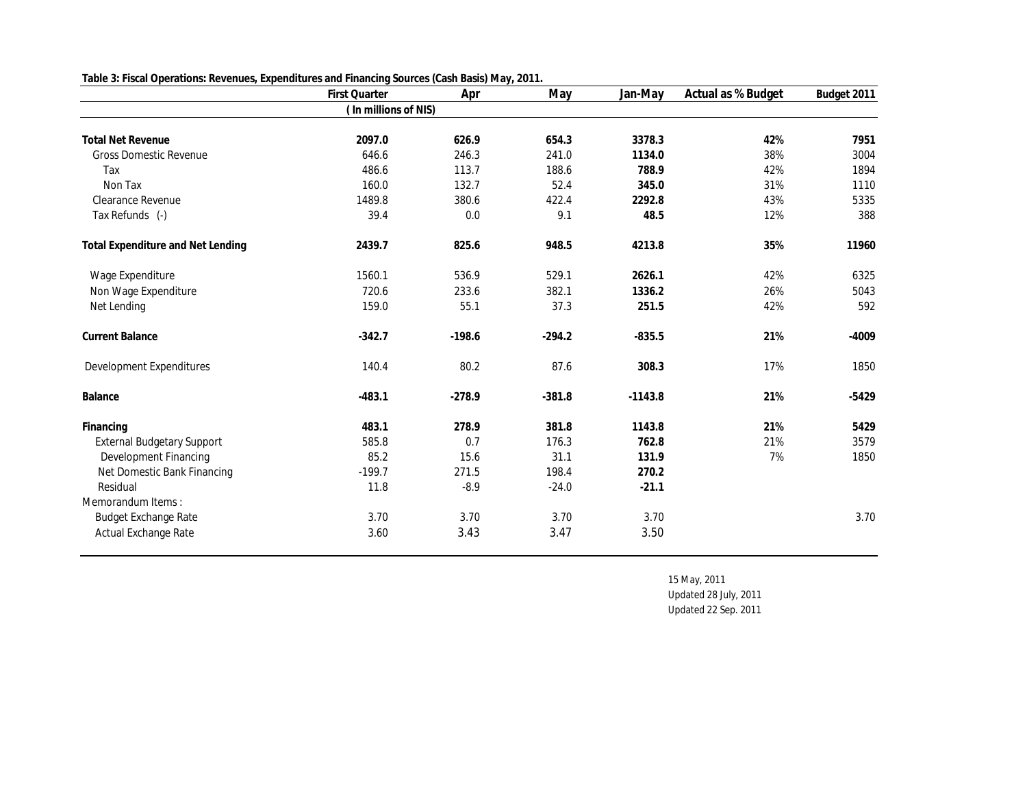**Table 3: Fiscal Operations: Revenues, Expenditures and Financing Sources (Cash Basis) May, 2011.**

| | First Quarter | Apr | May | Jan-May | Actual as % Budget | Budget 2011 |
|---|---|---|---|---|---|---|
| | ( In millions of NIS) | | | | | |
| **Total Net Revenue** | **2097.0** | **626.9** | **654.3** | **3378.3** | **42%** | **7951** |
| Gross Domestic Revenue | 646.6 | 246.3 | 241.0 | **1134.0** | 38% | 3004 |
| Tax | 486.6 | 113.7 | 188.6 | **788.9** | 42% | 1894 |
| Non Tax | 160.0 | 132.7 | 52.4 | **345.0** | 31% | 1110 |
| Clearance Revenue | 1489.8 | 380.6 | 422.4 | **2292.8** | 43% | 5335 |
| Tax Refunds (-) | 39.4 | 0.0 | 9.1 | **48.5** | 12% | 388 |
| **Total Expenditure and Net Lending** | **2439.7** | **825.6** | **948.5** | **4213.8** | **35%** | **11960** |
| Wage Expenditure | 1560.1 | 536.9 | 529.1 | **2626.1** | 42% | 6325 |
| Non Wage Expenditure | 720.6 | 233.6 | 382.1 | **1336.2** | 26% | 5043 |
| Net Lending | 159.0 | 55.1 | 37.3 | **251.5** | 42% | 592 |
| **Current Balance** | **-342.7** | **-198.6** | **-294.2** | **-835.5** | **21%** | **-4009** |
| Development Expenditures | 140.4 | 80.2 | 87.6 | **308.3** | 17% | 1850 |
| **Balance** | **-483.1** | **-278.9** | **-381.8** | **-1143.8** | **21%** | **-5429** |
| **Financing** | **483.1** | **278.9** | **381.8** | **1143.8** | **21%** | **5429** |
| External Budgetary Support | 585.8 | 0.7 | 176.3 | **762.8** | 21% | 3579 |
| Development Financing | 85.2 | 15.6 | 31.1 | **131.9** | 7% | 1850 |
| Net Domestic Bank Financing | -199.7 | 271.5 | 198.4 | **270.2** | | |
| Residual | 11.8 | -8.9 | -24.0 | **-21.1** | | |
| Memorandum Items : | | | | | | |
| Budget Exchange Rate | 3.70 | 3.70 | 3.70 | 3.70 | | 3.70 |
| Actual Exchange Rate | 3.60 | 3.43 | 3.47 | 3.50 | | |

15 May, 2011
Updated 28 July, 2011
Updated 22 Sep. 2011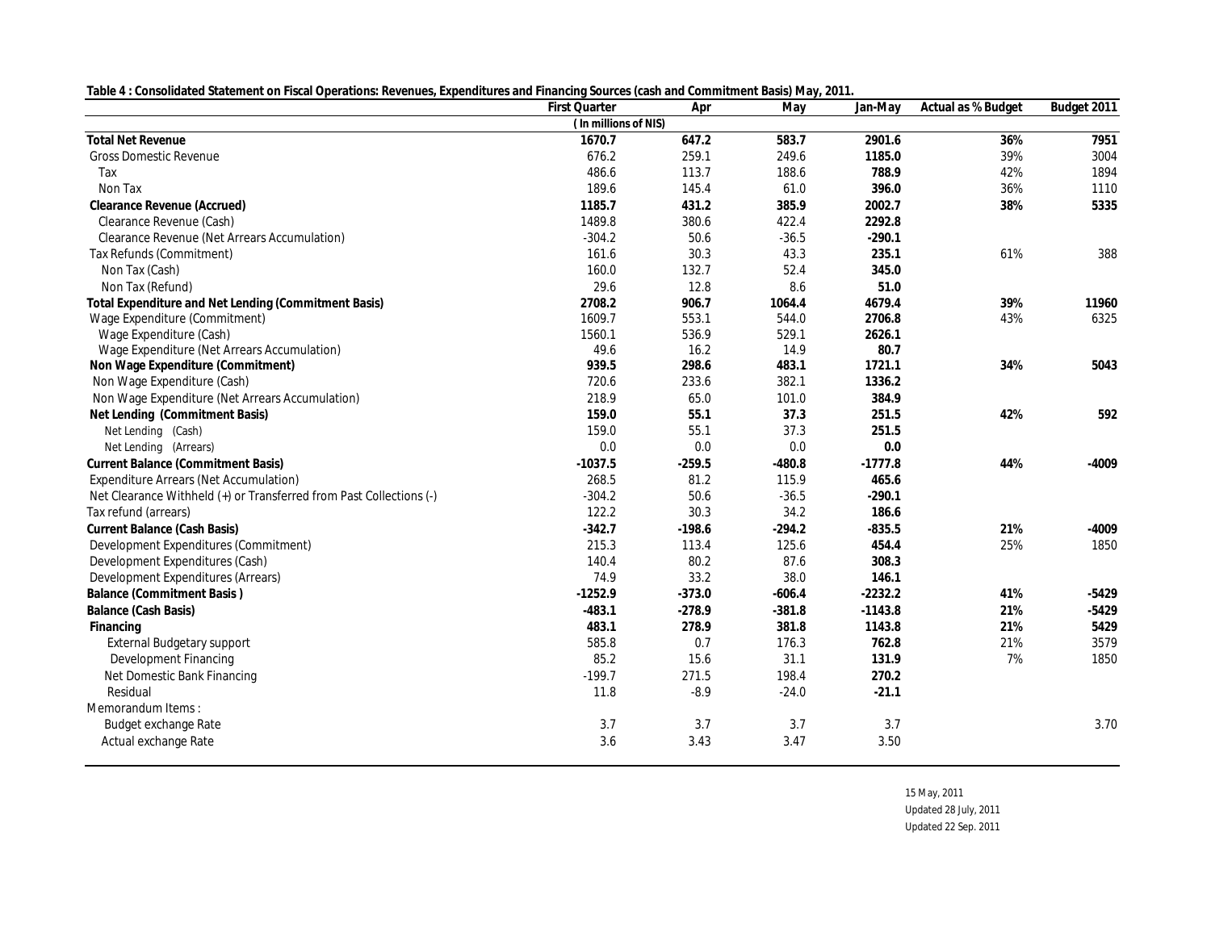**Table 4 : Consolidated Statement on Fiscal Operations: Revenues, Expenditures and Financing Sources (cash and Commitment Basis) May, 2011.**

| | First Quarter | Apr | May | Jan-May | Actual as % Budget | Budget 2011 |
|---|---|---|---|---|---|---|
| | ( In millions of NIS) | | | | | |
| **Total Net Revenue** | **1670.7** | **647.2** | **583.7** | **2901.6** | **36%** | **7951** |
| Gross Domestic Revenue | 676.2 | 259.1 | 249.6 | **1185.0** | 39% | 3004 |
| Tax | 486.6 | 113.7 | 188.6 | **788.9** | 42% | 1894 |
| Non Tax | 189.6 | 145.4 | 61.0 | **396.0** | 36% | 1110 |
| **Clearance Revenue (Accrued)** | **1185.7** | **431.2** | **385.9** | **2002.7** | **38%** | **5335** |
| Clearance Revenue (Cash) | 1489.8 | 380.6 | 422.4 | **2292.8** | | |
| Clearance Revenue (Net Arrears Accumulation) | -304.2 | 50.6 | -36.5 | **-290.1** | | |
| Tax Refunds (Commitment) | 161.6 | 30.3 | 43.3 | **235.1** | 61% | 388 |
| Non Tax (Cash) | 160.0 | 132.7 | 52.4 | **345.0** | | |
| Non Tax (Refund) | 29.6 | 12.8 | 8.6 | **51.0** | | |
| **Total Expenditure and Net Lending (Commitment Basis)** | **2708.2** | **906.7** | **1064.4** | **4679.4** | **39%** | **11960** |
| Wage Expenditure (Commitment) | 1609.7 | 553.1 | 544.0 | **2706.8** | 43% | 6325 |
| Wage Expenditure (Cash) | 1560.1 | 536.9 | 529.1 | **2626.1** | | |
| Wage Expenditure (Net Arrears Accumulation) | 49.6 | 16.2 | 14.9 | **80.7** | | |
| **Non Wage Expenditure (Commitment)** | **939.5** | **298.6** | **483.1** | **1721.1** | **34%** | **5043** |
| Non Wage Expenditure (Cash) | 720.6 | 233.6 | 382.1 | **1336.2** | | |
| Non Wage Expenditure (Net Arrears Accumulation) | 218.9 | 65.0 | 101.0 | **384.9** | | |
| **Net Lending (Commitment Basis)** | **159.0** | **55.1** | **37.3** | **251.5** | **42%** | **592** |
| Net Lending (Cash) | 159.0 | 55.1 | 37.3 | **251.5** | | |
| Net Lending (Arrears) | 0.0 | 0.0 | 0.0 | **0.0** | | |
| **Current Balance (Commitment Basis)** | **-1037.5** | **-259.5** | **-480.8** | **-1777.8** | **44%** | **-4009** |
| Expenditure Arrears (Net Accumulation) | 268.5 | 81.2 | 115.9 | **465.6** | | |
| Net Clearance Withheld (+) or Transferred from Past Collections (-) | -304.2 | 50.6 | -36.5 | **-290.1** | | |
| Tax refund (arrears) | 122.2 | 30.3 | 34.2 | **186.6** | | |
| **Current Balance (Cash Basis)** | **-342.7** | **-198.6** | **-294.2** | **-835.5** | **21%** | **-4009** |
| Development Expenditures (Commitment) | 215.3 | 113.4 | 125.6 | **454.4** | 25% | 1850 |
| Development Expenditures (Cash) | 140.4 | 80.2 | 87.6 | **308.3** | | |
| Development Expenditures (Arrears) | 74.9 | 33.2 | 38.0 | **146.1** | | |
| **Balance (Commitment Basis )** | **-1252.9** | **-373.0** | **-606.4** | **-2232.2** | **41%** | **-5429** |
| **Balance (Cash Basis)** | **-483.1** | **-278.9** | **-381.8** | **-1143.8** | **21%** | **-5429** |
| **Financing** | **483.1** | **278.9** | **381.8** | **1143.8** | **21%** | **5429** |
| External Budgetary support | 585.8 | 0.7 | 176.3 | **762.8** | 21% | 3579 |
| Development Financing | 85.2 | 15.6 | 31.1 | **131.9** | 7% | 1850 |
| Net Domestic Bank Financing | -199.7 | 271.5 | 198.4 | **270.2** | | |
| Residual | 11.8 | -8.9 | -24.0 | **-21.1** | | |
| Memorandum Items : | | | | | | |
| Budget exchange Rate | 3.7 | 3.7 | 3.7 | 3.7 | | 3.70 |
| Actual exchange Rate | 3.6 | 3.43 | 3.47 | 3.50 | | |

15 May, 2011
Updated 28 July, 2011
Updated 22 Sep. 2011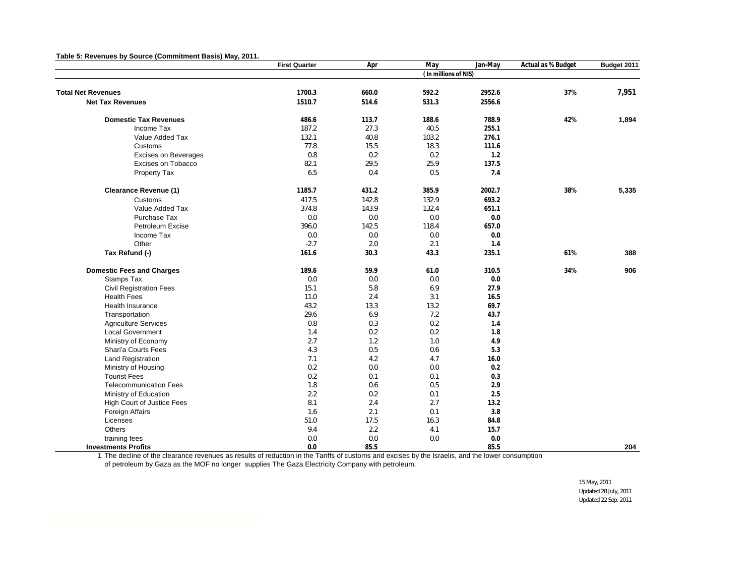**Table 5: Revenues by Source (Commitment Basis) May, 2011.**

| | First Quarter | Apr | May | Jan-May | Actual as % Budget | Budget 2011 |
|---|---|---|---|---|---|---|
| | | | (In millions of NIS) | | | |
| **Total Net Revenues** | **1700.3** | **660.0** | **592.2** | **2952.6** | **37%** | **7,951** |
| **Net Tax Revenues** | **1510.7** | **514.6** | **531.3** | **2556.6** | | |
| **Domestic Tax Revenues** | **486.6** | **113.7** | **188.6** | **788.9** | **42%** | **1,894** |
| Income Tax | 187.2 | 27.3 | 40.5 | **255.1** | | |
| Value Added Tax | 132.1 | 40.8 | 103.2 | **276.1** | | |
| Customs | 77.8 | 15.5 | 18.3 | **111.6** | | |
| Excises on Beverages | 0.8 | 0.2 | 0.2 | **1.2** | | |
| Excises on Tobacco | 82.1 | 29.5 | 25.9 | **137.5** | | |
| Property Tax | 6.5 | 0.4 | 0.5 | **7.4** | | |
| **Clearance Revenue (1)** | **1185.7** | **431.2** | **385.9** | **2002.7** | **38%** | **5,335** |
| Customs | 417.5 | 142.8 | 132.9 | **693.2** | | |
| Value Added Tax | 374.8 | 143.9 | 132.4 | **651.1** | | |
| Purchase Tax | 0.0 | 0.0 | 0.0 | **0.0** | | |
| Petroleum Excise | 396.0 | 142.5 | 118.4 | **657.0** | | |
| Income Tax | 0.0 | 0.0 | 0.0 | **0.0** | | |
| Other | -2.7 | 2.0 | 2.1 | **1.4** | | |
| **Tax Refund (-)** | **161.6** | **30.3** | **43.3** | **235.1** | **61%** | **388** |
| **Domestic Fees and Charges** | **189.6** | **59.9** | **61.0** | **310.5** | **34%** | **906** |
| Stamps Tax | 0.0 | 0.0 | 0.0 | **0.0** | | |
| Civil Registration Fees | 15.1 | 5.8 | 6.9 | **27.9** | | |
| Health Fees | 11.0 | 2.4 | 3.1 | **16.5** | | |
| Health Insurance | 43.2 | 13.3 | 13.2 | **69.7** | | |
| Transportation | 29.6 | 6.9 | 7.2 | **43.7** | | |
| Agriculture Services | 0.8 | 0.3 | 0.2 | **1.4** | | |
| Local Government | 1.4 | 0.2 | 0.2 | **1.8** | | |
| Ministry of Economy | 2.7 | 1.2 | 1.0 | **4.9** | | |
| Shari'a Courts Fees | 4.3 | 0.5 | 0.6 | **5.3** | | |
| Land Registration | 7.1 | 4.2 | 4.7 | **16.0** | | |
| Ministry of Housing | 0.2 | 0.0 | 0.0 | **0.2** | | |
| Tourist Fees | 0.2 | 0.1 | 0.1 | **0.3** | | |
| Telecommunication Fees | 1.8 | 0.6 | 0.5 | **2.9** | | |
| Ministry of Education | 2.2 | 0.2 | 0.1 | **2.5** | | |
| High Court of Justice Fees | 8.1 | 2.4 | 2.7 | **13.2** | | |
| Foreign Affairs | 1.6 | 2.1 | 0.1 | **3.8** | | |
| Licenses | 51.0 | 17.5 | 16.3 | **84.8** | | |
| Others | 9.4 | 2.2 | 4.1 | **15.7** | | |
| training fees | 0.0 | 0.0 | 0.0 | **0.0** | | |
| **Investments Profits** | **0.0** | **85.5** | | **85.5** | | **204** |

1 The decline of the clearance revenues as results of reduction in the Tariffs of customs and excises by the Israelis, and the lower consumption of petroleum by Gaza as the MOF no longer supplies The Gaza Electricity Company with petroleum.

15 May, 2011
Updated 28 July, 2011
Updated 22 Sep. 2011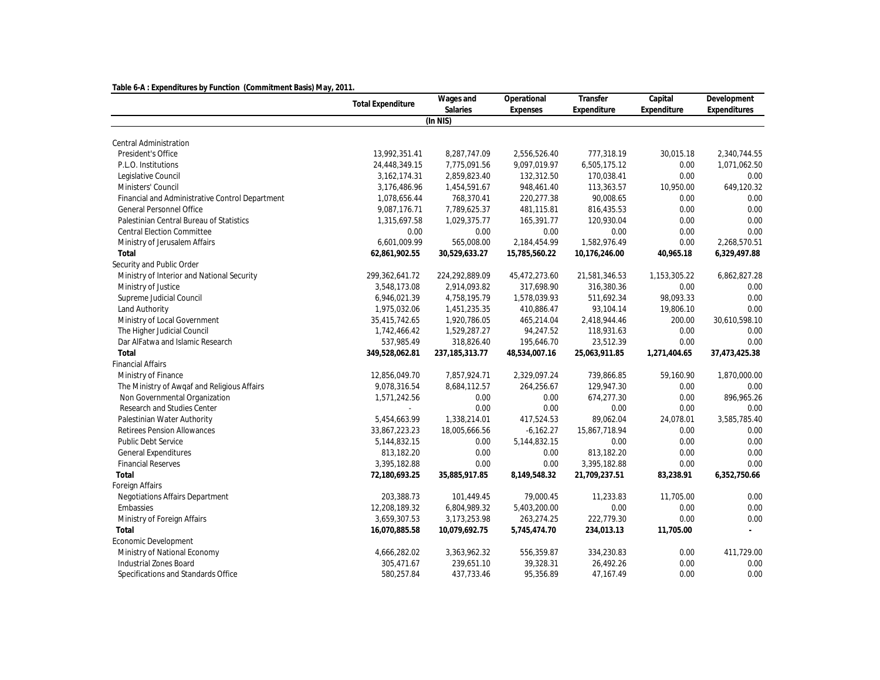**Table 6-A : Expenditures by Function (Commitment Basis) May, 2011.**

| | Total Expenditure | Wages and Salaries | Operational Expenses | Transfer Expenditure | Capital Expenditure | Development Expenditures |
|---|---|---|---|---|---|---|
| | | (In NIS) | | | | |
| Central Administration | | | | | | |
| President's Office | 13,992,351.41 | 8,287,747.09 | 2,556,526.40 | 777,318.19 | 30,015.18 | 2,340,744.55 |
| P.L.O. Institutions | 24,448,349.15 | 7,775,091.56 | 9,097,019.97 | 6,505,175.12 | 0.00 | 1,071,062.50 |
| Legislative Council | 3,162,174.31 | 2,859,823.40 | 132,312.50 | 170,038.41 | 0.00 | 0.00 |
| Ministers' Council | 3,176,486.96 | 1,454,591.67 | 948,461.40 | 113,363.57 | 10,950.00 | 649,120.32 |
| Financial and Administrative Control Department | 1,078,656.44 | 768,370.41 | 220,277.38 | 90,008.65 | 0.00 | 0.00 |
| General Personnel Office | 9,087,176.71 | 7,789,625.37 | 481,115.81 | 816,435.53 | 0.00 | 0.00 |
| Palestinian Central Bureau of Statistics | 1,315,697.58 | 1,029,375.77 | 165,391.77 | 120,930.04 | 0.00 | 0.00 |
| Central Election Committee | 0.00 | 0.00 | 0.00 | 0.00 | 0.00 | 0.00 |
| Ministry of Jerusalem Affairs | 6,601,009.99 | 565,008.00 | 2,184,454.99 | 1,582,976.49 | 0.00 | 2,268,570.51 |
| **Total** | **62,861,902.55** | **30,529,633.27** | **15,785,560.22** | **10,176,246.00** | **40,965.18** | **6,329,497.88** |
| Security and Public Order | | | | | | |
| Ministry of Interior and National Security | 299,362,641.72 | 224,292,889.09 | 45,472,273.60 | 21,581,346.53 | 1,153,305.22 | 6,862,827.28 |
| Ministry of Justice | 3,548,173.08 | 2,914,093.82 | 317,698.90 | 316,380.36 | 0.00 | 0.00 |
| Supreme Judicial Council | 6,946,021.39 | 4,758,195.79 | 1,578,039.93 | 511,692.34 | 98,093.33 | 0.00 |
| Land Authority | 1,975,032.06 | 1,451,235.35 | 410,886.47 | 93,104.14 | 19,806.10 | 0.00 |
| Ministry of Local Government | 35,415,742.65 | 1,920,786.05 | 465,214.04 | 2,418,944.46 | 200.00 | 30,610,598.10 |
| The Higher Judicial Council | 1,742,466.42 | 1,529,287.27 | 94,247.52 | 118,931.63 | 0.00 | 0.00 |
| Dar AlFatwa and Islamic Research | 537,985.49 | 318,826.40 | 195,646.70 | 23,512.39 | 0.00 | 0.00 |
| **Total** | **349,528,062.81** | **237,185,313.77** | **48,534,007.16** | **25,063,911.85** | **1,271,404.65** | **37,473,425.38** |
| Financial Affairs | | | | | | |
| Ministry of Finance | 12,856,049.70 | 7,857,924.71 | 2,329,097.24 | 739,866.85 | 59,160.90 | 1,870,000.00 |
| The Ministry of Awqaf and Religious Affairs | 9,078,316.54 | 8,684,112.57 | 264,256.67 | 129,947.30 | 0.00 | 0.00 |
| Non Governmental Organization | 1,571,242.56 | 0.00 | 0.00 | 674,277.30 | 0.00 | 896,965.26 |
| Research and Studies Center | - | 0.00 | 0.00 | 0.00 | 0.00 | 0.00 |
| Palestinian Water Authority | 5,454,663.99 | 1,338,214.01 | 417,524.53 | 89,062.04 | 24,078.01 | 3,585,785.40 |
| Retirees Pension Allowances | 33,867,223.23 | 18,005,666.56 | -6,162.27 | 15,867,718.94 | 0.00 | 0.00 |
| Public Debt Service | 5,144,832.15 | 0.00 | 5,144,832.15 | 0.00 | 0.00 | 0.00 |
| General Expenditures | 813,182.20 | 0.00 | 0.00 | 813,182.20 | 0.00 | 0.00 |
| Financial Reserves | 3,395,182.88 | 0.00 | 0.00 | 3,395,182.88 | 0.00 | 0.00 |
| **Total** | **72,180,693.25** | **35,885,917.85** | **8,149,548.32** | **21,709,237.51** | **83,238.91** | **6,352,750.66** |
| Foreign Affairs | | | | | | |
| Negotiations Affairs Department | 203,388.73 | 101,449.45 | 79,000.45 | 11,233.83 | 11,705.00 | 0.00 |
| Embassies | 12,208,189.32 | 6,804,989.32 | 5,403,200.00 | 0.00 | 0.00 | 0.00 |
| Ministry of Foreign Affairs | 3,659,307.53 | 3,173,253.98 | 263,274.25 | 222,779.30 | 0.00 | 0.00 |
| **Total** | **16,070,885.58** | **10,079,692.75** | **5,745,474.70** | **234,013.13** | **11,705.00** | **-** |
| Economic Development | | | | | | |
| Ministry of National Economy | 4,666,282.02 | 3,363,962.32 | 556,359.87 | 334,230.83 | 0.00 | 411,729.00 |
| Industrial Zones Board | 305,471.67 | 239,651.10 | 39,328.31 | 26,492.26 | 0.00 | 0.00 |
| Specifications and Standards Office | 580,257.84 | 437,733.46 | 95,356.89 | 47,167.49 | 0.00 | 0.00 |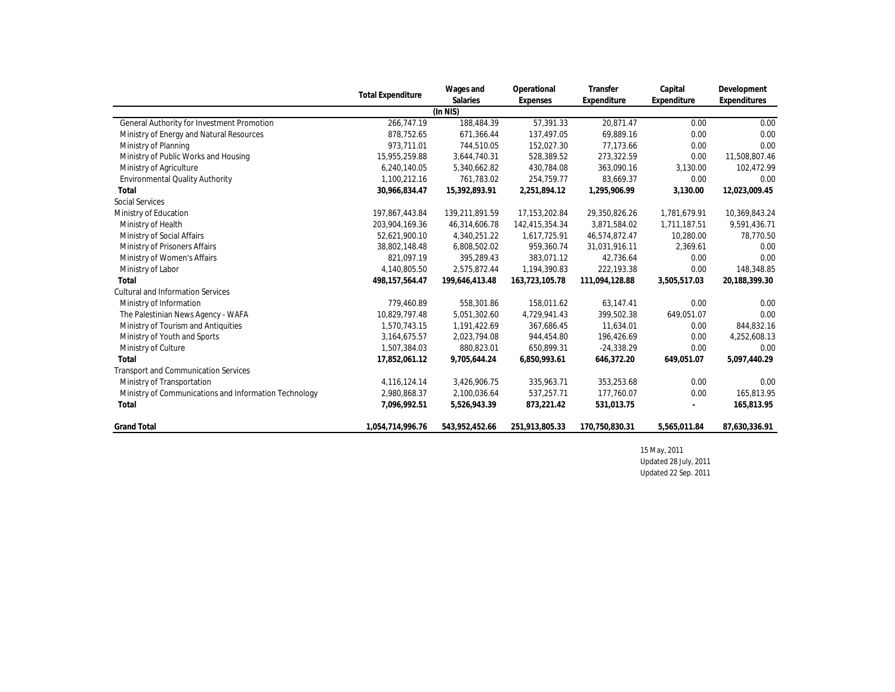| | Total Expenditure | Wages and Salaries | Operational Expenses | Transfer Expenditure | Capital Expenditure | Development Expenditures |
|---|---|---|---|---|---|---|
| | | (In NIS) | | | | |
| General Authority for Investment Promotion | 266,747.19 | 188,484.39 | 57,391.33 | 20,871.47 | 0.00 | 0.00 |
| Ministry of Energy and Natural Resources | 878,752.65 | 671,366.44 | 137,497.05 | 69,889.16 | 0.00 | 0.00 |
| Ministry of Planning | 973,711.01 | 744,510.05 | 152,027.30 | 77,173.66 | 0.00 | 0.00 |
| Ministry of Public Works and Housing | 15,955,259.88 | 3,644,740.31 | 528,389.52 | 273,322.59 | 0.00 | 11,508,807.46 |
| Ministry of Agriculture | 6,240,140.05 | 5,340,662.82 | 430,784.08 | 363,090.16 | 3,130.00 | 102,472.99 |
| Environmental Quality Authority | 1,100,212.16 | 761,783.02 | 254,759.77 | 83,669.37 | 0.00 | 0.00 |
| **Total** | **30,966,834.47** | **15,392,893.91** | **2,251,894.12** | **1,295,906.99** | **3,130.00** | **12,023,009.45** |
| Social Services | | | | | | |
| Ministry of Education | 197,867,443.84 | 139,211,891.59 | 17,153,202.84 | 29,350,826.26 | 1,781,679.91 | 10,369,843.24 |
| Ministry of Health | 203,904,169.36 | 46,314,606.78 | 142,415,354.34 | 3,871,584.02 | 1,711,187.51 | 9,591,436.71 |
| Ministry of Social Affairs | 52,621,900.10 | 4,340,251.22 | 1,617,725.91 | 46,574,872.47 | 10,280.00 | 78,770.50 |
| Ministry of Prisoners Affairs | 38,802,148.48 | 6,808,502.02 | 959,360.74 | 31,031,916.11 | 2,369.61 | 0.00 |
| Ministry of Women's Affairs | 821,097.19 | 395,289.43 | 383,071.12 | 42,736.64 | 0.00 | 0.00 |
| Ministry of Labor | 4,140,805.50 | 2,575,872.44 | 1,194,390.83 | 222,193.38 | 0.00 | 148,348.85 |
| **Total** | **498,157,564.47** | **199,646,413.48** | **163,723,105.78** | **111,094,128.88** | **3,505,517.03** | **20,188,399.30** |
| Cultural and Information Services | | | | | | |
| Ministry of Information | 779,460.89 | 558,301.86 | 158,011.62 | 63,147.41 | 0.00 | 0.00 |
| The Palestinian News Agency - WAFA | 10,829,797.48 | 5,051,302.60 | 4,729,941.43 | 399,502.38 | 649,051.07 | 0.00 |
| Ministry of Tourism and Antiquities | 1,570,743.15 | 1,191,422.69 | 367,686.45 | 11,634.01 | 0.00 | 844,832.16 |
| Ministry of Youth and Sports | 3,164,675.57 | 2,023,794.08 | 944,454.80 | 196,426.69 | 0.00 | 4,252,608.13 |
| Ministry of Culture | 1,507,384.03 | 880,823.01 | 650,899.31 | -24,338.29 | 0.00 | 0.00 |
| **Total** | **17,852,061.12** | **9,705,644.24** | **6,850,993.61** | **646,372.20** | **649,051.07** | **5,097,440.29** |
| Transport and Communication Services | | | | | | |
| Ministry of Transportation | 4,116,124.14 | 3,426,906.75 | 335,963.71 | 353,253.68 | 0.00 | 0.00 |
| Ministry of Communications and Information Technology | 2,980,868.37 | 2,100,036.64 | 537,257.71 | 177,760.07 | 0.00 | 165,813.95 |
| **Total** | **7,096,992.51** | **5,526,943.39** | **873,221.42** | **531,013.75** | **-** | **165,813.95** |
| **Grand Total** | **1,054,714,996.76** | **543,952,452.66** | **251,913,805.33** | **170,750,830.31** | **5,565,011.84** | **87,630,336.91** |

15 May, 2011
Updated 28 July, 2011
Updated 22 Sep. 2011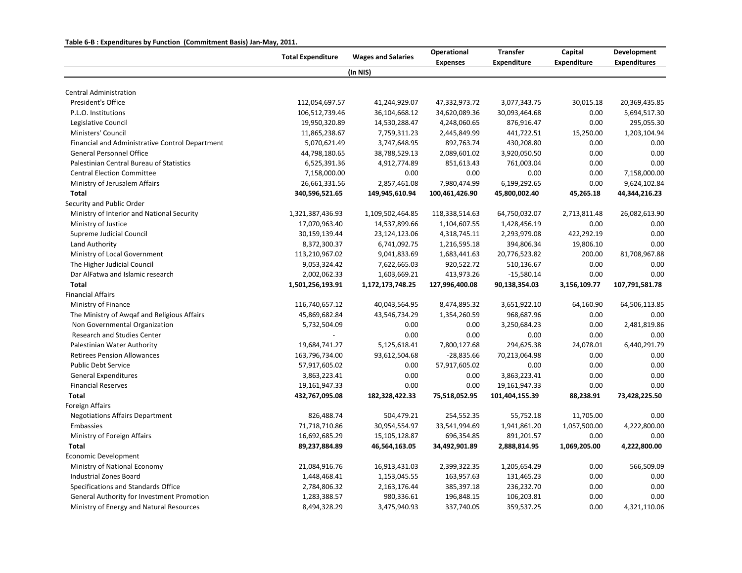**Table 6-B : Expenditures by Function (Commitment Basis) Jan-May, 2011.**

| | Total Expenditure | Wages and Salaries | Operational Expenses | Transfer Expenditure | Capital Expenditure | Development Expenditures |
|---|---|---|---|---|---|---|
| | | (In NIS) | | | | |
| Central Administration | | | | | | |
| President's Office | 112,054,697.57 | 41,244,929.07 | 47,332,973.72 | 3,077,343.75 | 30,015.18 | 20,369,435.85 |
| P.L.O. Institutions | 106,512,739.46 | 36,104,668.12 | 34,620,089.36 | 30,093,464.68 | 0.00 | 5,694,517.30 |
| Legislative Council | 19,950,320.89 | 14,530,288.47 | 4,248,060.65 | 876,916.47 | 0.00 | 295,055.30 |
| Ministers' Council | 11,865,238.67 | 7,759,311.23 | 2,445,849.99 | 441,722.51 | 15,250.00 | 1,203,104.94 |
| Financial and Administrative Control Department | 5,070,621.49 | 3,747,648.95 | 892,763.74 | 430,208.80 | 0.00 | 0.00 |
| General Personnel Office | 44,798,180.65 | 38,788,529.13 | 2,089,601.02 | 3,920,050.50 | 0.00 | 0.00 |
| Palestinian Central Bureau of Statistics | 6,525,391.36 | 4,912,774.89 | 851,613.43 | 761,003.04 | 0.00 | 0.00 |
| Central Election Committee | 7,158,000.00 | 0.00 | 0.00 | 0.00 | 0.00 | 7,158,000.00 |
| Ministry of Jerusalem Affairs | 26,661,331.56 | 2,857,461.08 | 7,980,474.99 | 6,199,292.65 | 0.00 | 9,624,102.84 |
| **Total** | **340,596,521.65** | **149,945,610.94** | **100,461,426.90** | **45,800,002.40** | **45,265.18** | **44,344,216.23** |
| Security and Public Order | | | | | | |
| Ministry of Interior and National Security | 1,321,387,436.93 | 1,109,502,464.85 | 118,338,514.63 | 64,750,032.07 | 2,713,811.48 | 26,082,613.90 |
| Ministry of Justice | 17,070,963.40 | 14,537,899.66 | 1,104,607.55 | 1,428,456.19 | 0.00 | 0.00 |
| Supreme Judicial Council | 30,159,139.44 | 23,124,123.06 | 4,318,745.11 | 2,293,979.08 | 422,292.19 | 0.00 |
| Land Authority | 8,372,300.37 | 6,741,092.75 | 1,216,595.18 | 394,806.34 | 19,806.10 | 0.00 |
| Ministry of Local Government | 113,210,967.02 | 9,041,833.69 | 1,683,441.63 | 20,776,523.82 | 200.00 | 81,708,967.88 |
| The Higher Judicial Council | 9,053,324.42 | 7,622,665.03 | 920,522.72 | 510,136.67 | 0.00 | 0.00 |
| Dar AlFatwa and Islamic research | 2,002,062.33 | 1,603,669.21 | 413,973.26 | -15,580.14 | 0.00 | 0.00 |
| **Total** | **1,501,256,193.91** | **1,172,173,748.25** | **127,996,400.08** | **90,138,354.03** | **3,156,109.77** | **107,791,581.78** |
| Financial Affairs | | | | | | |
| Ministry of Finance | 116,740,657.12 | 40,043,564.95 | 8,474,895.32 | 3,651,922.10 | 64,160.90 | 64,506,113.85 |
| The Ministry of Awqaf and Religious Affairs | 45,869,682.84 | 43,546,734.29 | 1,354,260.59 | 968,687.96 | 0.00 | 0.00 |
| Non Governmental Organization | 5,732,504.09 | 0.00 | 0.00 | 3,250,684.23 | 0.00 | 2,481,819.86 |
| Research and Studies Center | - | 0.00 | 0.00 | 0.00 | 0.00 | 0.00 |
| Palestinian Water Authority | 19,684,741.27 | 5,125,618.41 | 7,800,127.68 | 294,625.38 | 24,078.01 | 6,440,291.79 |
| Retirees Pension Allowances | 163,796,734.00 | 93,612,504.68 | -28,835.66 | 70,213,064.98 | 0.00 | 0.00 |
| Public Debt Service | 57,917,605.02 | 0.00 | 57,917,605.02 | 0.00 | 0.00 | 0.00 |
| General Expenditures | 3,863,223.41 | 0.00 | 0.00 | 3,863,223.41 | 0.00 | 0.00 |
| Financial Reserves | 19,161,947.33 | 0.00 | 0.00 | 19,161,947.33 | 0.00 | 0.00 |
| **Total** | **432,767,095.08** | **182,328,422.33** | **75,518,052.95** | **101,404,155.39** | **88,238.91** | **73,428,225.50** |
| Foreign Affairs | | | | | | |
| Negotiations Affairs Department | 826,488.74 | 504,479.21 | 254,552.35 | 55,752.18 | 11,705.00 | 0.00 |
| Embassies | 71,718,710.86 | 30,954,554.97 | 33,541,994.69 | 1,941,861.20 | 1,057,500.00 | 4,222,800.00 |
| Ministry of Foreign Affairs | 16,692,685.29 | 15,105,128.87 | 696,354.85 | 891,201.57 | 0.00 | 0.00 |
| **Total** | **89,237,884.89** | **46,564,163.05** | **34,492,901.89** | **2,888,814.95** | **1,069,205.00** | **4,222,800.00** |
| Economic Development | | | | | | |
| Ministry of National Economy | 21,084,916.76 | 16,913,431.03 | 2,399,322.35 | 1,205,654.29 | 0.00 | 566,509.09 |
| Industrial Zones Board | 1,448,468.41 | 1,153,045.55 | 163,957.63 | 131,465.23 | 0.00 | 0.00 |
| Specifications and Standards Office | 2,784,806.32 | 2,163,176.44 | 385,397.18 | 236,232.70 | 0.00 | 0.00 |
| General Authority for Investment Promotion | 1,283,388.57 | 980,336.61 | 196,848.15 | 106,203.81 | 0.00 | 0.00 |
| Ministry of Energy and Natural Resources | 8,494,328.29 | 3,475,940.93 | 337,740.05 | 359,537.25 | 0.00 | 4,321,110.06 |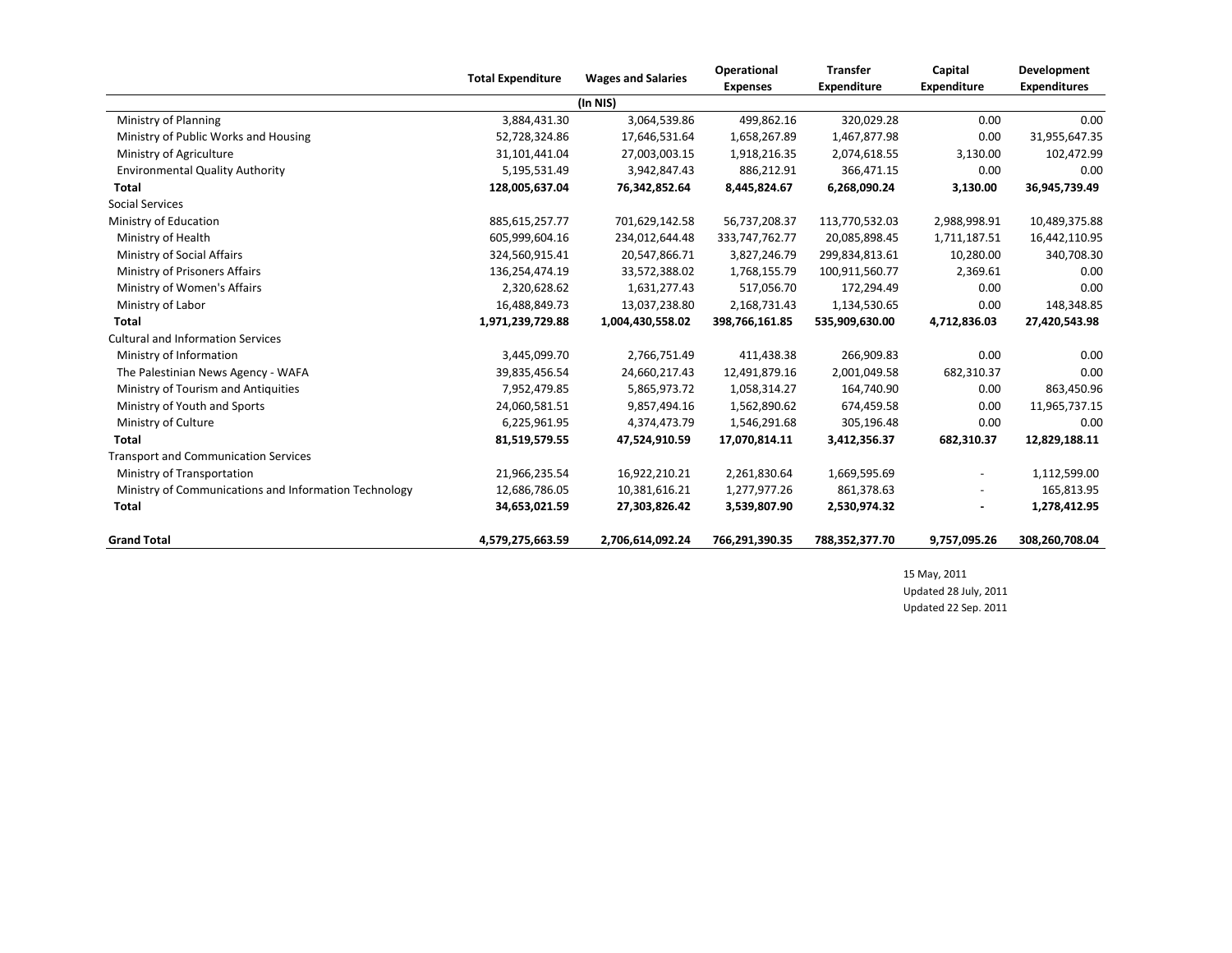| | Total Expenditure | Wages and Salaries | Operational Expenses | Transfer Expenditure | Capital Expenditure | Development Expenditures |
|---|---|---|---|---|---|---|
| | | (In NIS) | | | | |
| Ministry of Planning | 3,884,431.30 | 3,064,539.86 | 499,862.16 | 320,029.28 | 0.00 | 0.00 |
| Ministry of Public Works and Housing | 52,728,324.86 | 17,646,531.64 | 1,658,267.89 | 1,467,877.98 | 0.00 | 31,955,647.35 |
| Ministry of Agriculture | 31,101,441.04 | 27,003,003.15 | 1,918,216.35 | 2,074,618.55 | 3,130.00 | 102,472.99 |
| Environmental Quality Authority | 5,195,531.49 | 3,942,847.43 | 886,212.91 | 366,471.15 | 0.00 | 0.00 |
| **Total** | **128,005,637.04** | **76,342,852.64** | **8,445,824.67** | **6,268,090.24** | **3,130.00** | **36,945,739.49** |
| Social Services | | | | | | |
| Ministry of Education | 885,615,257.77 | 701,629,142.58 | 56,737,208.37 | 113,770,532.03 | 2,988,998.91 | 10,489,375.88 |
| Ministry of Health | 605,999,604.16 | 234,012,644.48 | 333,747,762.77 | 20,085,898.45 | 1,711,187.51 | 16,442,110.95 |
| Ministry of Social Affairs | 324,560,915.41 | 20,547,866.71 | 3,827,246.79 | 299,834,813.61 | 10,280.00 | 340,708.30 |
| Ministry of Prisoners Affairs | 136,254,474.19 | 33,572,388.02 | 1,768,155.79 | 100,911,560.77 | 2,369.61 | 0.00 |
| Ministry of Women's Affairs | 2,320,628.62 | 1,631,277.43 | 517,056.70 | 172,294.49 | 0.00 | 0.00 |
| Ministry of Labor | 16,488,849.73 | 13,037,238.80 | 2,168,731.43 | 1,134,530.65 | 0.00 | 148,348.85 |
| **Total** | **1,971,239,729.88** | **1,004,430,558.02** | **398,766,161.85** | **535,909,630.00** | **4,712,836.03** | **27,420,543.98** |
| Cultural and Information Services | | | | | | |
| Ministry of Information | 3,445,099.70 | 2,766,751.49 | 411,438.38 | 266,909.83 | 0.00 | 0.00 |
| The Palestinian News Agency - WAFA | 39,835,456.54 | 24,660,217.43 | 12,491,879.16 | 2,001,049.58 | 682,310.37 | 0.00 |
| Ministry of Tourism and Antiquities | 7,952,479.85 | 5,865,973.72 | 1,058,314.27 | 164,740.90 | 0.00 | 863,450.96 |
| Ministry of Youth and Sports | 24,060,581.51 | 9,857,494.16 | 1,562,890.62 | 674,459.58 | 0.00 | 11,965,737.15 |
| Ministry of Culture | 6,225,961.95 | 4,374,473.79 | 1,546,291.68 | 305,196.48 | 0.00 | 0.00 |
| **Total** | **81,519,579.55** | **47,524,910.59** | **17,070,814.11** | **3,412,356.37** | **682,310.37** | **12,829,188.11** |
| Transport and Communication Services | | | | | | |
| Ministry of Transportation | 21,966,235.54 | 16,922,210.21 | 2,261,830.64 | 1,669,595.69 | - | 1,112,599.00 |
| Ministry of Communications and Information Technology | 12,686,786.05 | 10,381,616.21 | 1,277,977.26 | 861,378.63 | - | 165,813.95 |
| **Total** | **34,653,021.59** | **27,303,826.42** | **3,539,807.90** | **2,530,974.32** | **-** | **1,278,412.95** |
| **Grand Total** | **4,579,275,663.59** | **2,706,614,092.24** | **766,291,390.35** | **788,352,377.70** | **9,757,095.26** | **308,260,708.04** |

15 May, 2011
Updated 28 July, 2011
Updated 22 Sep. 2011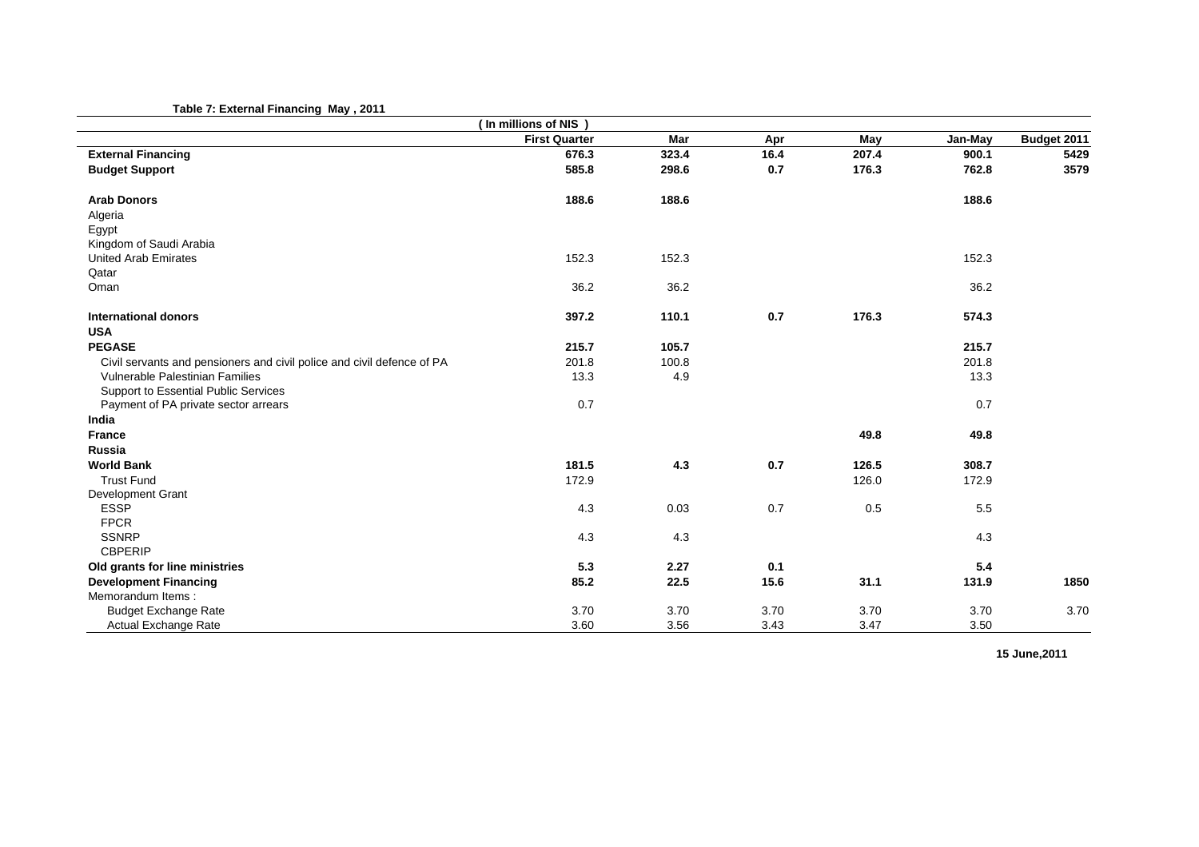**Table 7: External Financing May , 2011**

| ( In millions of NIS ) | First Quarter | Mar | Apr | May | Jan-May | Budget 2011 |
|---|---|---|---|---|---|---|
| **External Financing** | **676.3** | **323.4** | **16.4** | **207.4** | **900.1** | **5429** |
| **Budget Support** | **585.8** | **298.6** | **0.7** | **176.3** | **762.8** | **3579** |
| | | | | | | |
| **Arab Donors** | **188.6** | **188.6** | | | **188.6** | |
| Algeria | | | | | | |
| Egypt | | | | | | |
| Kingdom of Saudi Arabia | | | | | | |
| United Arab Emirates | 152.3 | 152.3 | | | 152.3 | |
| Qatar | | | | | | |
| Oman | 36.2 | 36.2 | | | 36.2 | |
| | | | | | | |
| **International donors** | **397.2** | **110.1** | **0.7** | **176.3** | **574.3** | |
| **USA** | | | | | | |
| **PEGASE** | **215.7** | **105.7** | | | **215.7** | |
| Civil servants and pensioners and civil police and civil defence of PA | 201.8 | 100.8 | | | 201.8 | |
| Vulnerable Palestinian Families | 13.3 | 4.9 | | | 13.3 | |
| Support to Essential Public Services | | | | | | |
| Payment of PA private sector arrears | 0.7 | | | | 0.7 | |
| **India** | | | | | | |
| **France** | | | | **49.8** | **49.8** | |
| **Russia** | | | | | | |
| **World Bank** | **181.5** | **4.3** | **0.7** | **126.5** | **308.7** | |
| Trust Fund | 172.9 | | | 126.0 | 172.9 | |
| Development Grant | | | | | | |
| ESSP | 4.3 | 0.03 | 0.7 | 0.5 | 5.5 | |
| FPCR | | | | | | |
| SSNRP | 4.3 | 4.3 | | | 4.3 | |
| CBPERIP | | | | | | |
| **Old grants for line ministries** | **5.3** | **2.27** | **0.1** | | **5.4** | |
| **Development Financing** | **85.2** | **22.5** | **15.6** | **31.1** | **131.9** | **1850** |
| Memorandum Items : | | | | | | |
| Budget Exchange Rate | 3.70 | 3.70 | 3.70 | 3.70 | 3.70 | 3.70 |
| Actual Exchange Rate | 3.60 | 3.56 | 3.43 | 3.47 | 3.50 | |

**15 June,2011**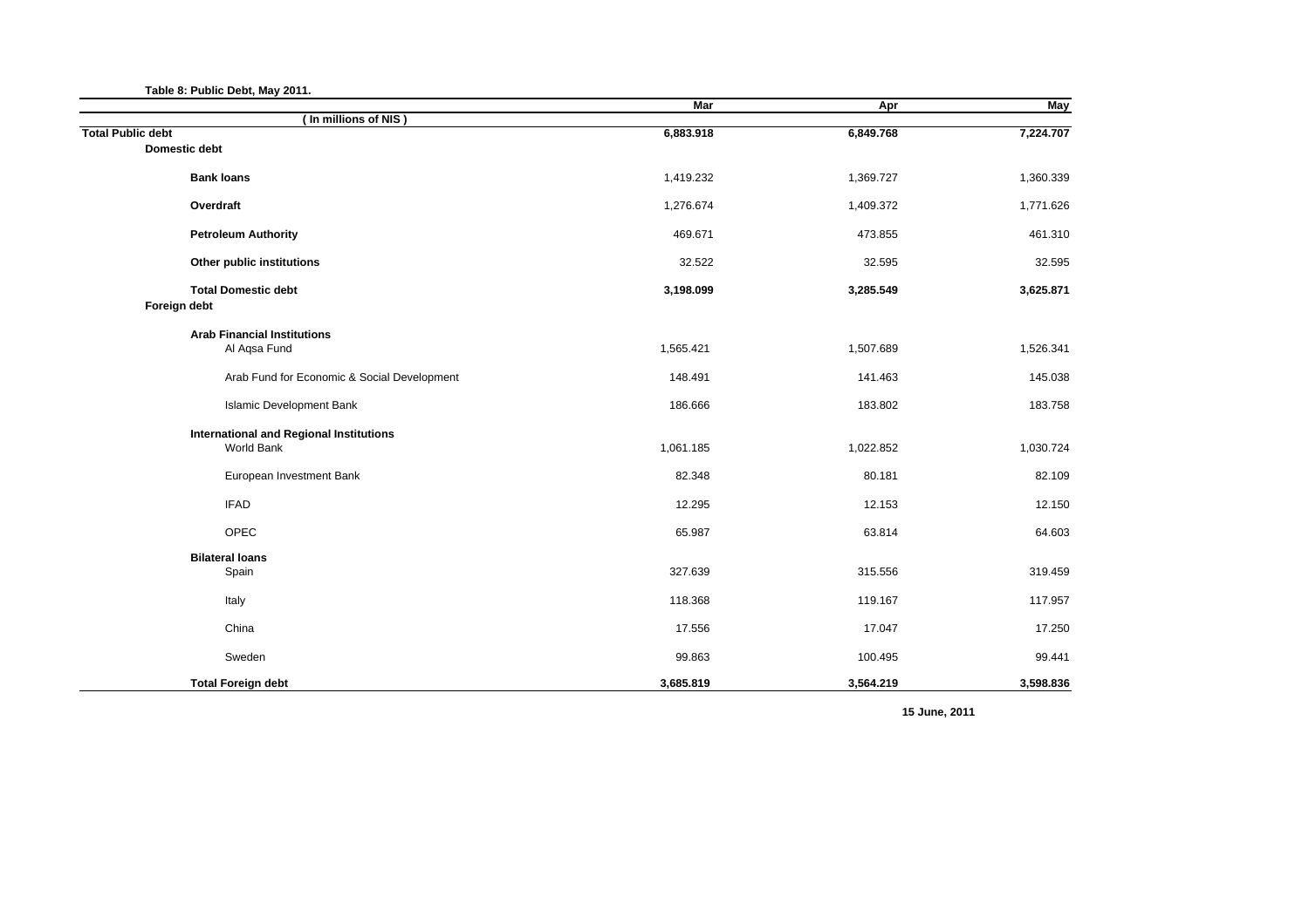**Table 8: Public Debt, May 2011.**

| (In millions of NIS) | Mar | Apr | May |
|---|---|---|---|
| **Total Public debt** | **6,883.918** | **6,849.768** | **7,224.707** |
| **Domestic debt** | | | |
| **Bank loans** | 1,419.232 | 1,369.727 | 1,360.339 |
| **Overdraft** | 1,276.674 | 1,409.372 | 1,771.626 |
| **Petroleum Authority** | 469.671 | 473.855 | 461.310 |
| **Other public institutions** | 32.522 | 32.595 | 32.595 |
| **Total Domestic debt** | **3,198.099** | **3,285.549** | **3,625.871** |
| **Foreign debt** | | | |
| **Arab Financial Institutions** | | | |
| Al Aqsa Fund | 1,565.421 | 1,507.689 | 1,526.341 |
| Arab Fund for Economic & Social Development | 148.491 | 141.463 | 145.038 |
| Islamic Development Bank | 186.666 | 183.802 | 183.758 |
| **International and Regional Institutions** | | | |
| World Bank | 1,061.185 | 1,022.852 | 1,030.724 |
| European Investment Bank | 82.348 | 80.181 | 82.109 |
| IFAD | 12.295 | 12.153 | 12.150 |
| OPEC | 65.987 | 63.814 | 64.603 |
| **Bilateral loans** | | | |
| Spain | 327.639 | 315.556 | 319.459 |
| Italy | 118.368 | 119.167 | 117.957 |
| China | 17.556 | 17.047 | 17.250 |
| Sweden | 99.863 | 100.495 | 99.441 |
| **Total Foreign debt** | **3,685.819** | **3,564.219** | **3,598.836** |

**15 June, 2011**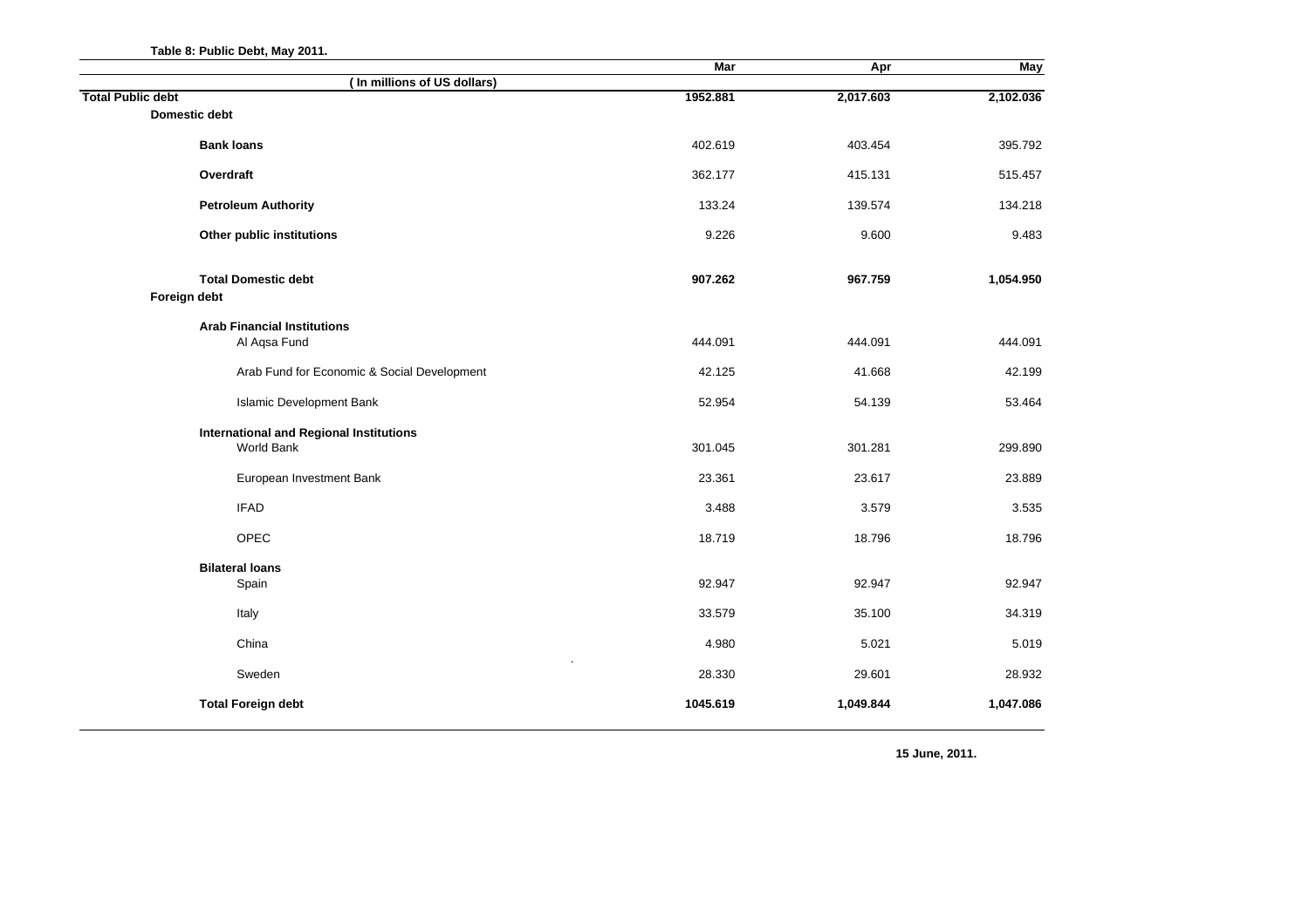**Table 8: Public Debt, May 2011.**

| ( In millions of US dollars) | Mar | Apr | May |
|---|---|---|---|
| **Total Public debt** | **1952.881** | **2,017.603** | **2,102.036** |
| **Domestic debt** | | | |
| **Bank loans** | 402.619 | 403.454 | 395.792 |
| **Overdraft** | 362.177 | 415.131 | 515.457 |
| **Petroleum Authority** | 133.24 | 139.574 | 134.218 |
| **Other public institutions** | 9.226 | 9.600 | 9.483 |
| **Total Domestic debt** | **907.262** | **967.759** | **1,054.950** |
| **Foreign debt** | | | |
| **Arab Financial Institutions** | | | |
| Al Aqsa Fund | 444.091 | 444.091 | 444.091 |
| Arab Fund for Economic & Social Development | 42.125 | 41.668 | 42.199 |
| Islamic Development Bank | 52.954 | 54.139 | 53.464 |
| **International and Regional Institutions** | | | |
| World Bank | 301.045 | 301.281 | 299.890 |
| European Investment Bank | 23.361 | 23.617 | 23.889 |
| IFAD | 3.488 | 3.579 | 3.535 |
| OPEC | 18.719 | 18.796 | 18.796 |
| **Bilateral loans** | | | |
| Spain | 92.947 | 92.947 | 92.947 |
| Italy | 33.579 | 35.100 | 34.319 |
| China | 4.980 | 5.021 | 5.019 |
| Sweden | 28.330 | 29.601 | 28.932 |
| **Total Foreign debt** | **1045.619** | **1,049.844** | **1,047.086** |

**15 June, 2011.**